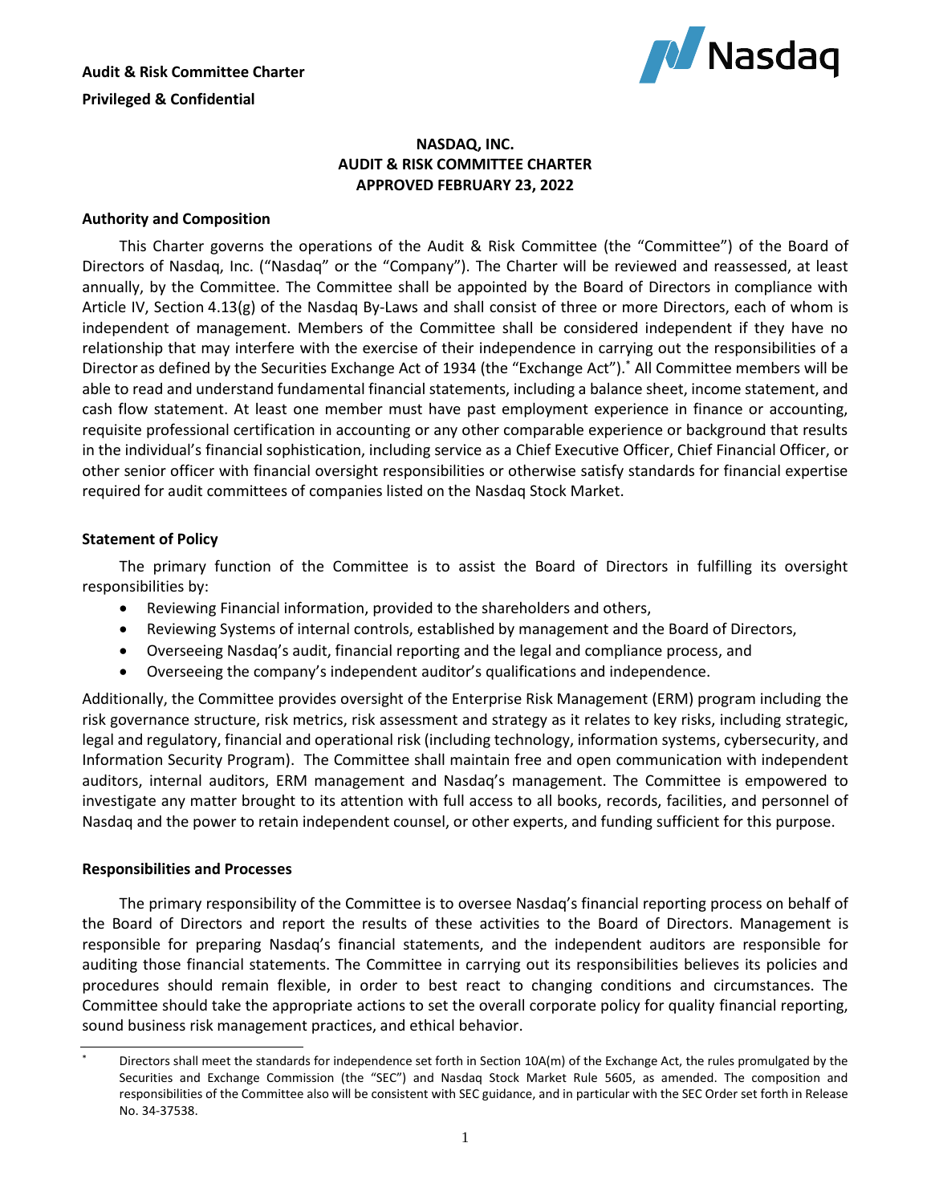**Audit & Risk Committee Charter**

**Privileged & Confidential**

# NASDAQ, INC.
# AUDIT & RISK COMMITTEE CHARTER
# APPROVED FEBRUARY 23, 2022

## Authority and Composition

This Charter governs the operations of the Audit & Risk Committee (the "Committee") of the Board of Directors of Nasdaq, Inc. ("Nasdaq" or the "Company"). The Charter will be reviewed and reassessed, at least annually, by the Committee. The Committee shall be appointed by the Board of Directors in compliance with Article IV, Section 4.13(g) of the Nasdaq By-Laws and shall consist of three or more Directors, each of whom is independent of management. Members of the Committee shall be considered independent if they have no relationship that may interfere with the exercise of their independence in carrying out the responsibilities of a Director as defined by the Securities Exchange Act of 1934 (the "Exchange Act").[*] All Committee members will be able to read and understand fundamental financial statements, including a balance sheet, income statement, and cash flow statement. At least one member must have past employment experience in finance or accounting, requisite professional certification in accounting or any other comparable experience or background that results in the individual's financial sophistication, including service as a Chief Executive Officer, Chief Financial Officer, or other senior officer with financial oversight responsibilities or otherwise satisfy standards for financial expertise required for audit committees of companies listed on the Nasdaq Stock Market.

## Statement of Policy

The primary function of the Committee is to assist the Board of Directors in fulfilling its oversight responsibilities by:

- Reviewing Financial information, provided to the shareholders and others,
- Reviewing Systems of internal controls, established by management and the Board of Directors,
- Overseeing Nasdaq's audit, financial reporting and the legal and compliance process, and
- Overseeing the company's independent auditor's qualifications and independence.

Additionally, the Committee provides oversight of the Enterprise Risk Management (ERM) program including the risk governance structure, risk metrics, risk assessment and strategy as it relates to key risks, including strategic, legal and regulatory, financial and operational risk (including technology, information systems, cybersecurity, and Information Security Program). The Committee shall maintain free and open communication with independent auditors, internal auditors, ERM management and Nasdaq's management. The Committee is empowered to investigate any matter brought to its attention with full access to all books, records, facilities, and personnel of Nasdaq and the power to retain independent counsel, or other experts, and funding sufficient for this purpose.

## Responsibilities and Processes

The primary responsibility of the Committee is to oversee Nasdaq's financial reporting process on behalf of the Board of Directors and report the results of these activities to the Board of Directors. Management is responsible for preparing Nasdaq's financial statements, and the independent auditors are responsible for auditing those financial statements. The Committee in carrying out its responsibilities believes its policies and procedures should remain flexible, in order to best react to changing conditions and circumstances. The Committee should take the appropriate actions to set the overall corporate policy for quality financial reporting, sound business risk management practices, and ethical behavior.

---

[*] Directors shall meet the standards for independence set forth in Section 10A(m) of the Exchange Act, the rules promulgated by the Securities and Exchange Commission (the "SEC") and Nasdaq Stock Market Rule 5605, as amended. The composition and responsibilities of the Committee also will be consistent with SEC guidance, and in particular with the SEC Order set forth in Release No. 34-37538.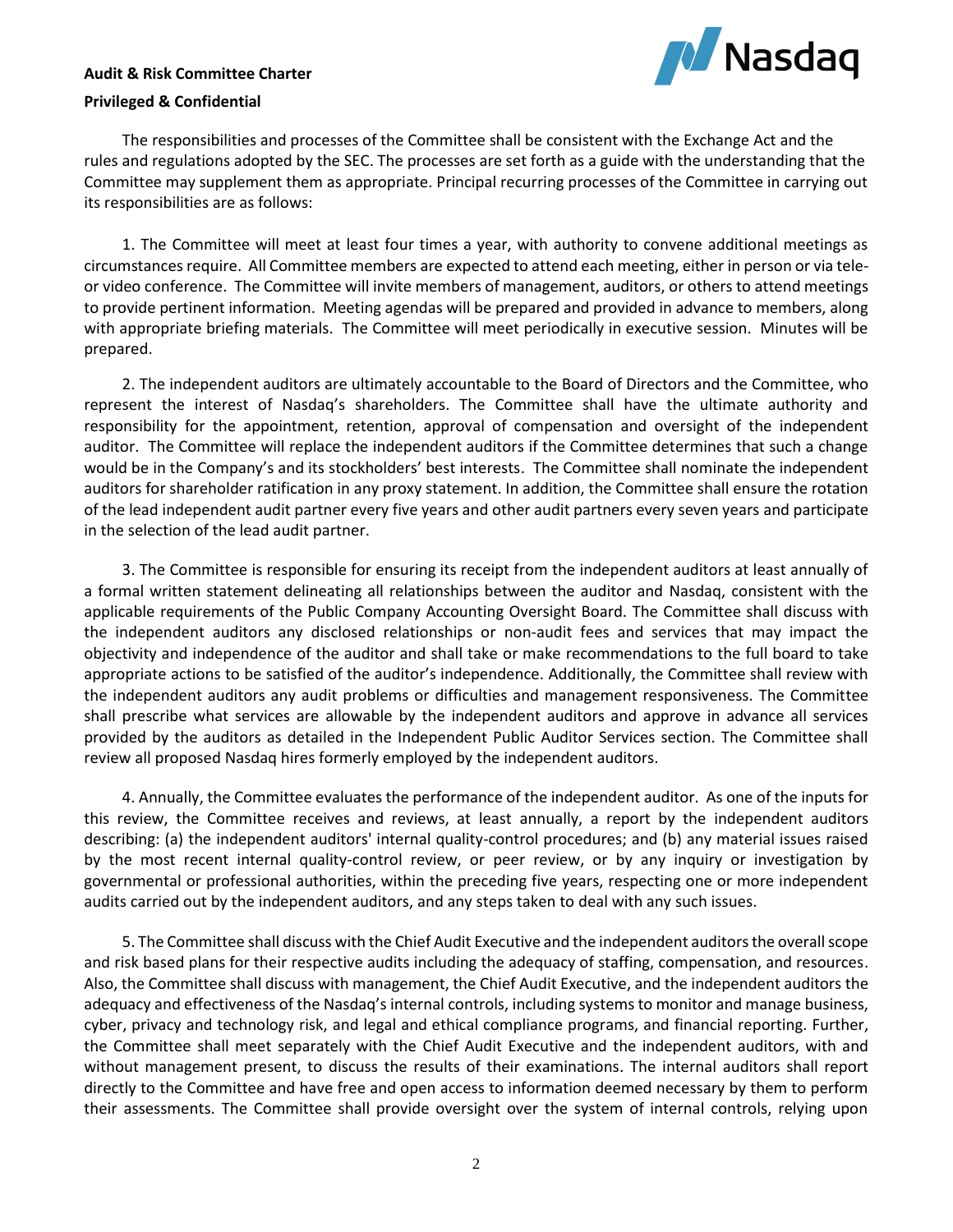The responsibilities and processes of the Committee shall be consistent with the Exchange Act and the rules and regulations adopted by the SEC. The processes are set forth as a guide with the understanding that the Committee may supplement them as appropriate. Principal recurring processes of the Committee in carrying out its responsibilities are as follows:

1. The Committee will meet at least four times a year, with authority to convene additional meetings as circumstances require. All Committee members are expected to attend each meeting, either in person or via tele- or video conference. The Committee will invite members of management, auditors, or others to attend meetings to provide pertinent information. Meeting agendas will be prepared and provided in advance to members, along with appropriate briefing materials. The Committee will meet periodically in executive session. Minutes will be prepared.

2. The independent auditors are ultimately accountable to the Board of Directors and the Committee, who represent the interest of Nasdaq's shareholders. The Committee shall have the ultimate authority and responsibility for the appointment, retention, approval of compensation and oversight of the independent auditor. The Committee will replace the independent auditors if the Committee determines that such a change would be in the Company's and its stockholders' best interests. The Committee shall nominate the independent auditors for shareholder ratification in any proxy statement. In addition, the Committee shall ensure the rotation of the lead independent audit partner every five years and other audit partners every seven years and participate in the selection of the lead audit partner.

3. The Committee is responsible for ensuring its receipt from the independent auditors at least annually of a formal written statement delineating all relationships between the auditor and Nasdaq, consistent with the applicable requirements of the Public Company Accounting Oversight Board. The Committee shall discuss with the independent auditors any disclosed relationships or non-audit fees and services that may impact the objectivity and independence of the auditor and shall take or make recommendations to the full board to take appropriate actions to be satisfied of the auditor's independence. Additionally, the Committee shall review with the independent auditors any audit problems or difficulties and management responsiveness. The Committee shall prescribe what services are allowable by the independent auditors and approve in advance all services provided by the auditors as detailed in the Independent Public Auditor Services section. The Committee shall review all proposed Nasdaq hires formerly employed by the independent auditors.

4. Annually, the Committee evaluates the performance of the independent auditor. As one of the inputs for this review, the Committee receives and reviews, at least annually, a report by the independent auditors describing: (a) the independent auditors' internal quality-control procedures; and (b) any material issues raised by the most recent internal quality-control review, or peer review, or by any inquiry or investigation by governmental or professional authorities, within the preceding five years, respecting one or more independent audits carried out by the independent auditors, and any steps taken to deal with any such issues.

5. The Committee shall discuss with the Chief Audit Executive and the independent auditors the overall scope and risk based plans for their respective audits including the adequacy of staffing, compensation, and resources. Also, the Committee shall discuss with management, the Chief Audit Executive, and the independent auditors the adequacy and effectiveness of the Nasdaq's internal controls, including systems to monitor and manage business, cyber, privacy and technology risk, and legal and ethical compliance programs, and financial reporting. Further, the Committee shall meet separately with the Chief Audit Executive and the independent auditors, with and without management present, to discuss the results of their examinations. The internal auditors shall report directly to the Committee and have free and open access to information deemed necessary by them to perform their assessments. The Committee shall provide oversight over the system of internal controls, relying upon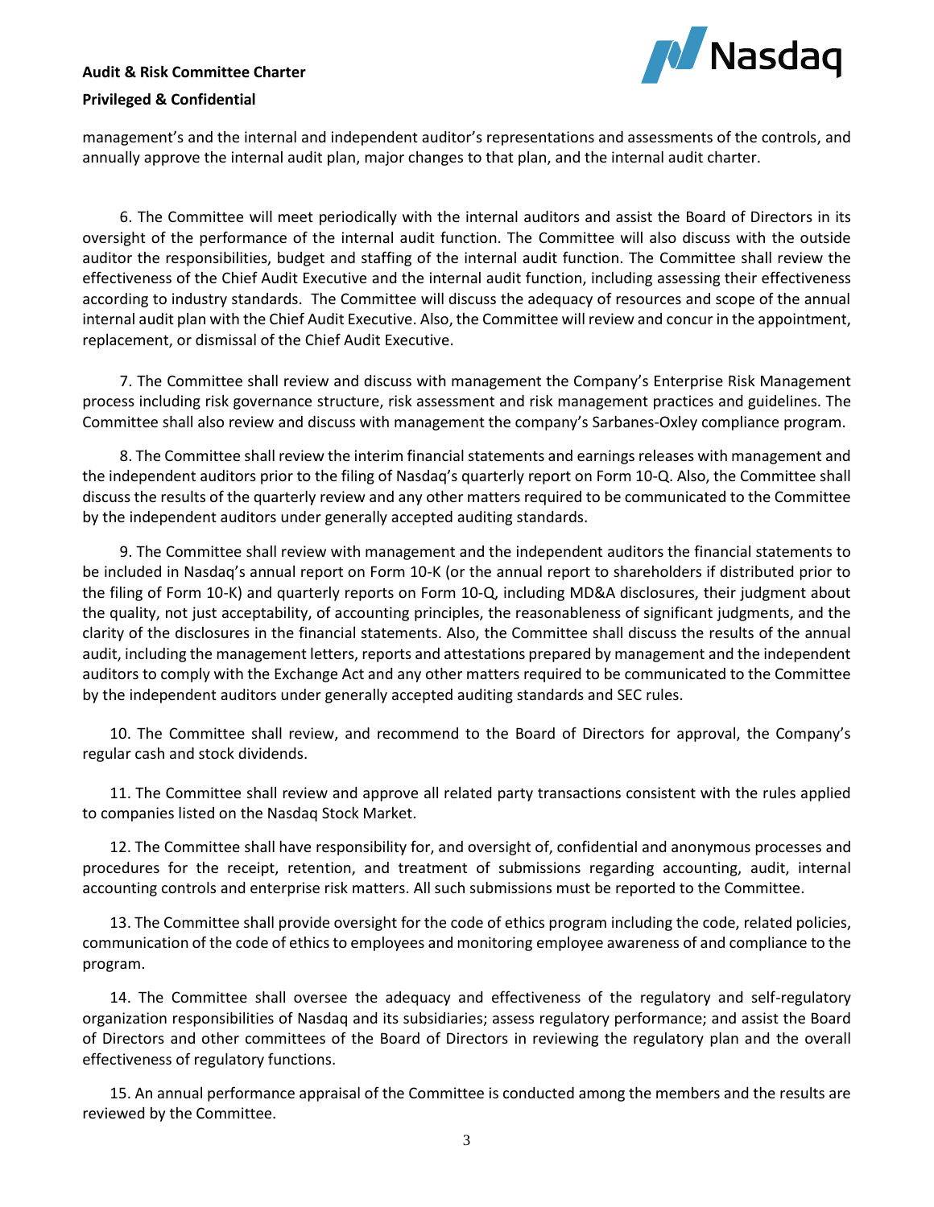management's and the internal and independent auditor's representations and assessments of the controls, and annually approve the internal audit plan, major changes to that plan, and the internal audit charter.

6. The Committee will meet periodically with the internal auditors and assist the Board of Directors in its oversight of the performance of the internal audit function. The Committee will also discuss with the outside auditor the responsibilities, budget and staffing of the internal audit function. The Committee shall review the effectiveness of the Chief Audit Executive and the internal audit function, including assessing their effectiveness according to industry standards. The Committee will discuss the adequacy of resources and scope of the annual internal audit plan with the Chief Audit Executive. Also, the Committee will review and concur in the appointment, replacement, or dismissal of the Chief Audit Executive.

7. The Committee shall review and discuss with management the Company's Enterprise Risk Management process including risk governance structure, risk assessment and risk management practices and guidelines. The Committee shall also review and discuss with management the company's Sarbanes-Oxley compliance program.

8. The Committee shall review the interim financial statements and earnings releases with management and the independent auditors prior to the filing of Nasdaq's quarterly report on Form 10-Q. Also, the Committee shall discuss the results of the quarterly review and any other matters required to be communicated to the Committee by the independent auditors under generally accepted auditing standards.

9. The Committee shall review with management and the independent auditors the financial statements to be included in Nasdaq's annual report on Form 10-K (or the annual report to shareholders if distributed prior to the filing of Form 10-K) and quarterly reports on Form 10-Q, including MD&A disclosures, their judgment about the quality, not just acceptability, of accounting principles, the reasonableness of significant judgments, and the clarity of the disclosures in the financial statements. Also, the Committee shall discuss the results of the annual audit, including the management letters, reports and attestations prepared by management and the independent auditors to comply with the Exchange Act and any other matters required to be communicated to the Committee by the independent auditors under generally accepted auditing standards and SEC rules.

10. The Committee shall review, and recommend to the Board of Directors for approval, the Company's regular cash and stock dividends.

11. The Committee shall review and approve all related party transactions consistent with the rules applied to companies listed on the Nasdaq Stock Market.

12. The Committee shall have responsibility for, and oversight of, confidential and anonymous processes and procedures for the receipt, retention, and treatment of submissions regarding accounting, audit, internal accounting controls and enterprise risk matters. All such submissions must be reported to the Committee.

13. The Committee shall provide oversight for the code of ethics program including the code, related policies, communication of the code of ethics to employees and monitoring employee awareness of and compliance to the program.

14. The Committee shall oversee the adequacy and effectiveness of the regulatory and self-regulatory organization responsibilities of Nasdaq and its subsidiaries; assess regulatory performance; and assist the Board of Directors and other committees of the Board of Directors in reviewing the regulatory plan and the overall effectiveness of regulatory functions.

15. An annual performance appraisal of the Committee is conducted among the members and the results are reviewed by the Committee.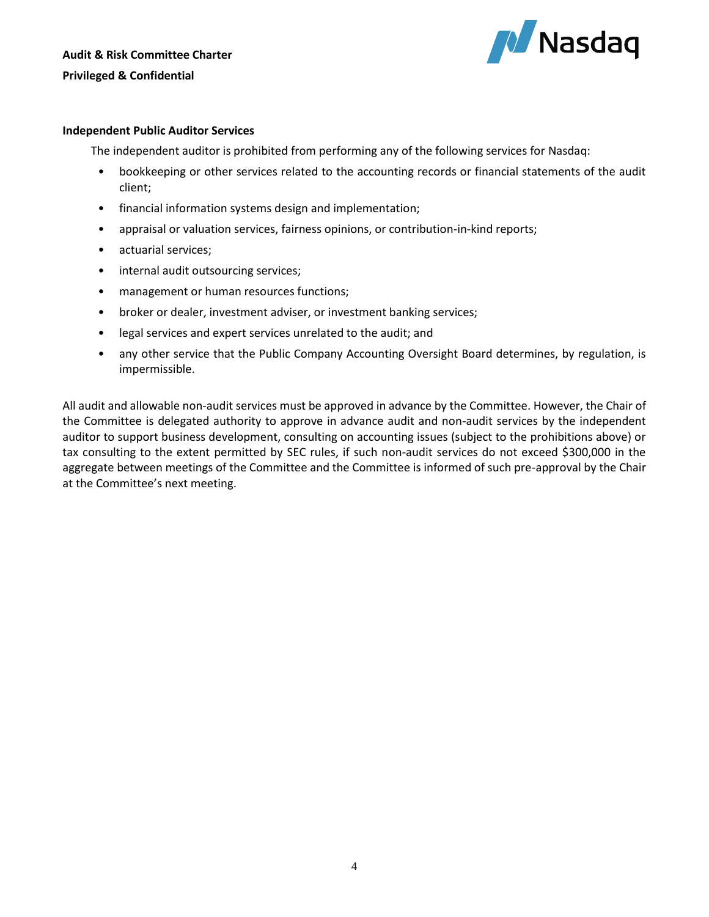**Independent Public Auditor Services**

The independent auditor is prohibited from performing any of the following services for Nasdaq:

- bookkeeping or other services related to the accounting records or financial statements of the audit client;
- financial information systems design and implementation;
- appraisal or valuation services, fairness opinions, or contribution-in-kind reports;
- actuarial services;
- internal audit outsourcing services;
- management or human resources functions;
- broker or dealer, investment adviser, or investment banking services;
- legal services and expert services unrelated to the audit; and
- any other service that the Public Company Accounting Oversight Board determines, by regulation, is impermissible.

All audit and allowable non-audit services must be approved in advance by the Committee. However, the Chair of the Committee is delegated authority to approve in advance audit and non-audit services by the independent auditor to support business development, consulting on accounting issues (subject to the prohibitions above) or tax consulting to the extent permitted by SEC rules, if such non-audit services do not exceed $300,000 in the aggregate between meetings of the Committee and the Committee is informed of such pre-approval by the Chair at the Committee's next meeting.